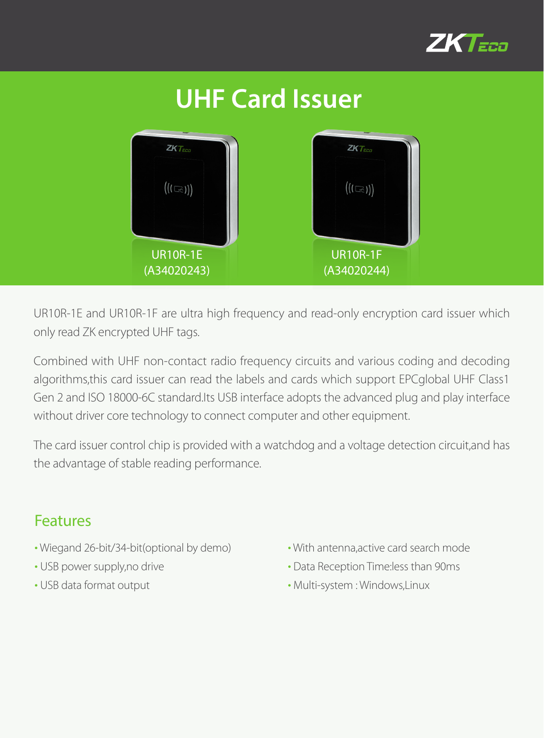# UHF Card Issuer

UR10R-1E
(A34020243)

UR10R-1F
(A34020244)

UR10R-1E and UR10R-1F are ultra high frequency and read-only encryption card issuer which only read ZK encrypted UHF tags.

Combined with UHF non-contact radio frequency circuits and various coding and decoding algorithms,this card issuer can read the labels and cards which support EPCglobal UHF Class1 Gen 2 and ISO 18000-6C standard.Its USB interface adopts the advanced plug and play interface without driver core technology to connect computer and other equipment.

The card issuer control chip is provided with a watchdog and a voltage detection circuit,and has the advantage of stable reading performance.

## Features

- Wiegand 26-bit/34-bit(optional by demo)
- USB power supply,no drive
- USB data format output
- With antenna,active card search mode
- Data Reception Time:less than 90ms
- Multi-system : Windows,Linux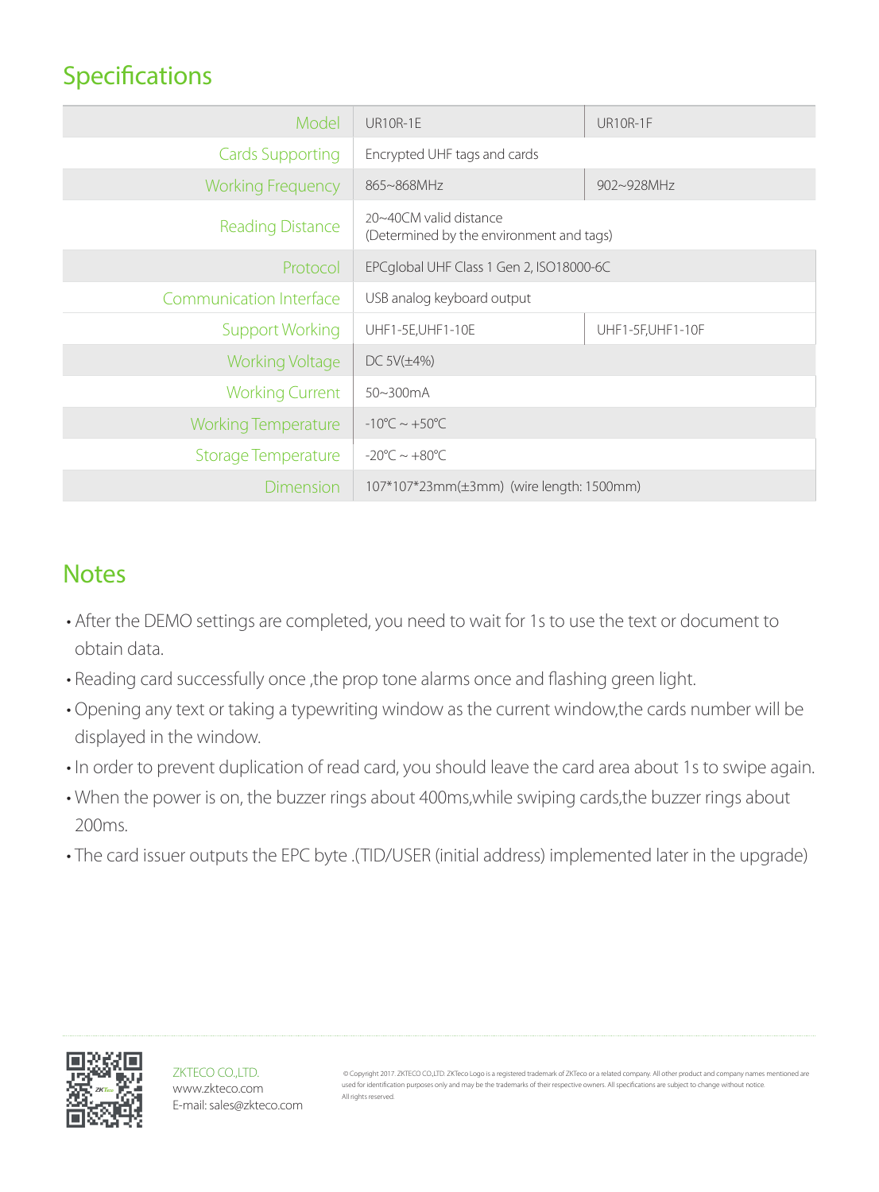## Specifications

| Model | UR10R-1E | UR10R-1F |
|---|---|---|
| Cards Supporting | Encrypted UHF tags and cards | |
| Working Frequency | 865~868MHz | 902~928MHz |
| Reading Distance | 20~40CM valid distance<br>(Determined by the environment and tags) | |
| Protocol | EPCglobal UHF Class 1 Gen 2, ISO18000-6C | |
| Communication Interface | USB analog keyboard output | |
| Support Working | UHF1-5E,UHF1-10E | UHF1-5F,UHF1-10F |
| Working Voltage | DC 5V(±4%) | |
| Working Current | 50~300mA | |
| Working Temperature | -10℃ ~ +50℃ | |
| Storage Temperature | -20℃ ~ +80℃ | |
| Dimension | 107*107*23mm(±3mm) (wire length: 1500mm) | |

## Notes

- After the DEMO settings are completed, you need to wait for 1s to use the text or document to obtain data.
- Reading card successfully once ,the prop tone alarms once and flashing green light.
- Opening any text or taking a typewriting window as the current window,the cards number will be displayed in the window.
- In order to prevent duplication of read card, you should leave the card area about 1s to swipe again.
- When the power is on, the buzzer rings about 400ms,while swiping cards,the buzzer rings about 200ms.
- The card issuer outputs the EPC byte .(TID/USER (initial address) implemented later in the upgrade)

ZKTECO CO.,LTD.
www.zkteco.com
E-mail: sales@zkteco.com

© Copyright 2017. ZKTECO CO.,LTD. ZKTeco Logo is a registered trademark of ZKTeco or a related company. All other product and company names mentioned are used for identification purposes only and may be the trademarks of their respective owners. All specifications are subject to change without notice. All rights reserved.